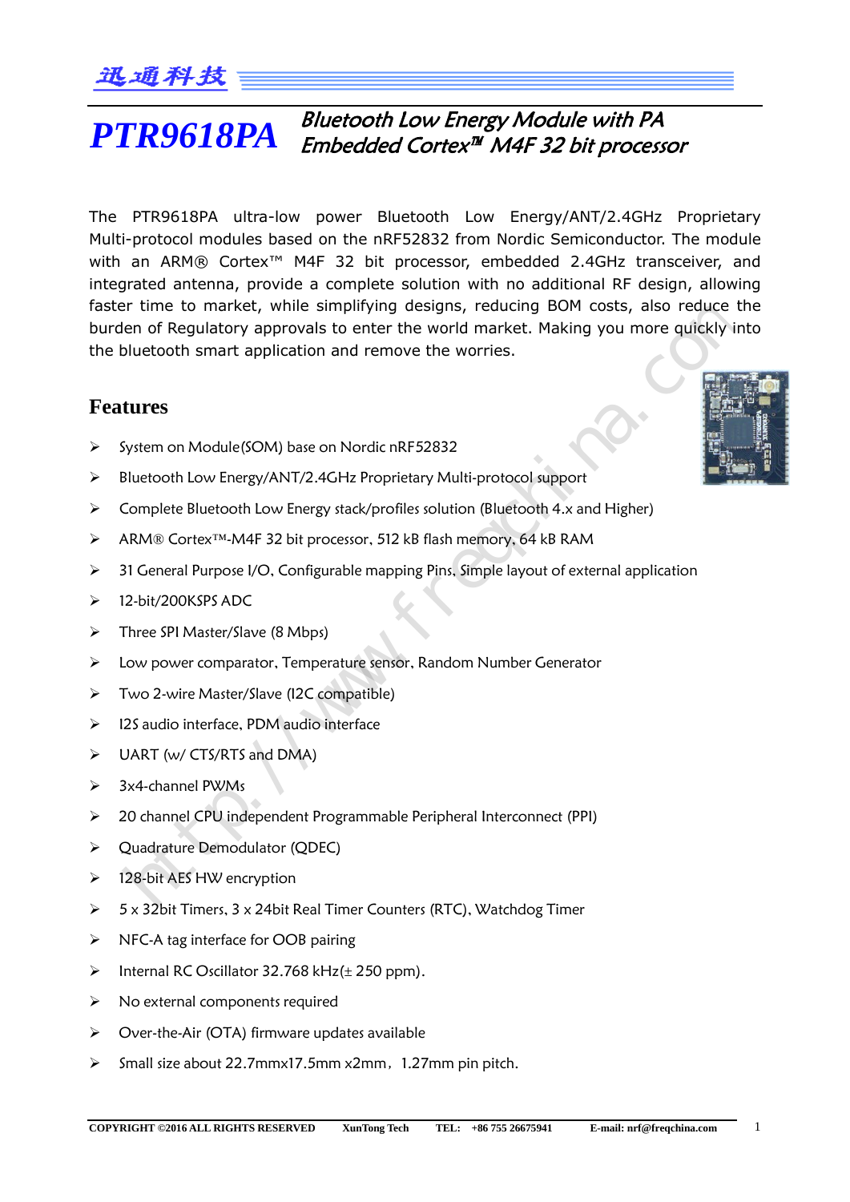# PTR9618PA

*Bluetooth Low Energy Module with PA*
*Embedded Cortex™ M4F 32 bit processor*

The PTR9618PA ultra-low power Bluetooth Low Energy/ANT/2.4GHz Proprietary Multi-protocol modules based on the nRF52832 from Nordic Semiconductor. The module with an ARM® Cortex™ M4F 32 bit processor, embedded 2.4GHz transceiver, and integrated antenna, provide a complete solution with no additional RF design, allowing faster time to market, while simplifying designs, reducing BOM costs, also reduce the burden of Regulatory approvals to enter the world market. Making you more quickly into the bluetooth smart application and remove the worries.

## Features

- System on Module(SOM) base on Nordic nRF52832
- Bluetooth Low Energy/ANT/2.4GHz Proprietary Multi-protocol support
- Complete Bluetooth Low Energy stack/profiles solution (Bluetooth 4.x and Higher)
- ARM® Cortex™-M4F 32 bit processor, 512 kB flash memory, 64 kB RAM
- 31 General Purpose I/O, Configurable mapping Pins, Simple layout of external application
- 12-bit/200KSPS ADC
- Three SPI Master/Slave (8 Mbps)
- Low power comparator, Temperature sensor, Random Number Generator
- Two 2-wire Master/Slave (I2C compatible)
- I2S audio interface, PDM audio interface
- UART (w/ CTS/RTS and DMA)
- 3x4-channel PWMs
- 20 channel CPU independent Programmable Peripheral Interconnect (PPI)
- Quadrature Demodulator (QDEC)
- 128-bit AES HW encryption
- 5 x 32bit Timers, 3 x 24bit Real Timer Counters (RTC), Watchdog Timer
- NFC-A tag interface for OOB pairing
- Internal RC Oscillator 32.768 kHz(± 250 ppm).
- No external components required
- Over-the-Air (OTA) firmware updates available
- Small size about 22.7mmx17.5mm x2mm，1.27mm pin pitch.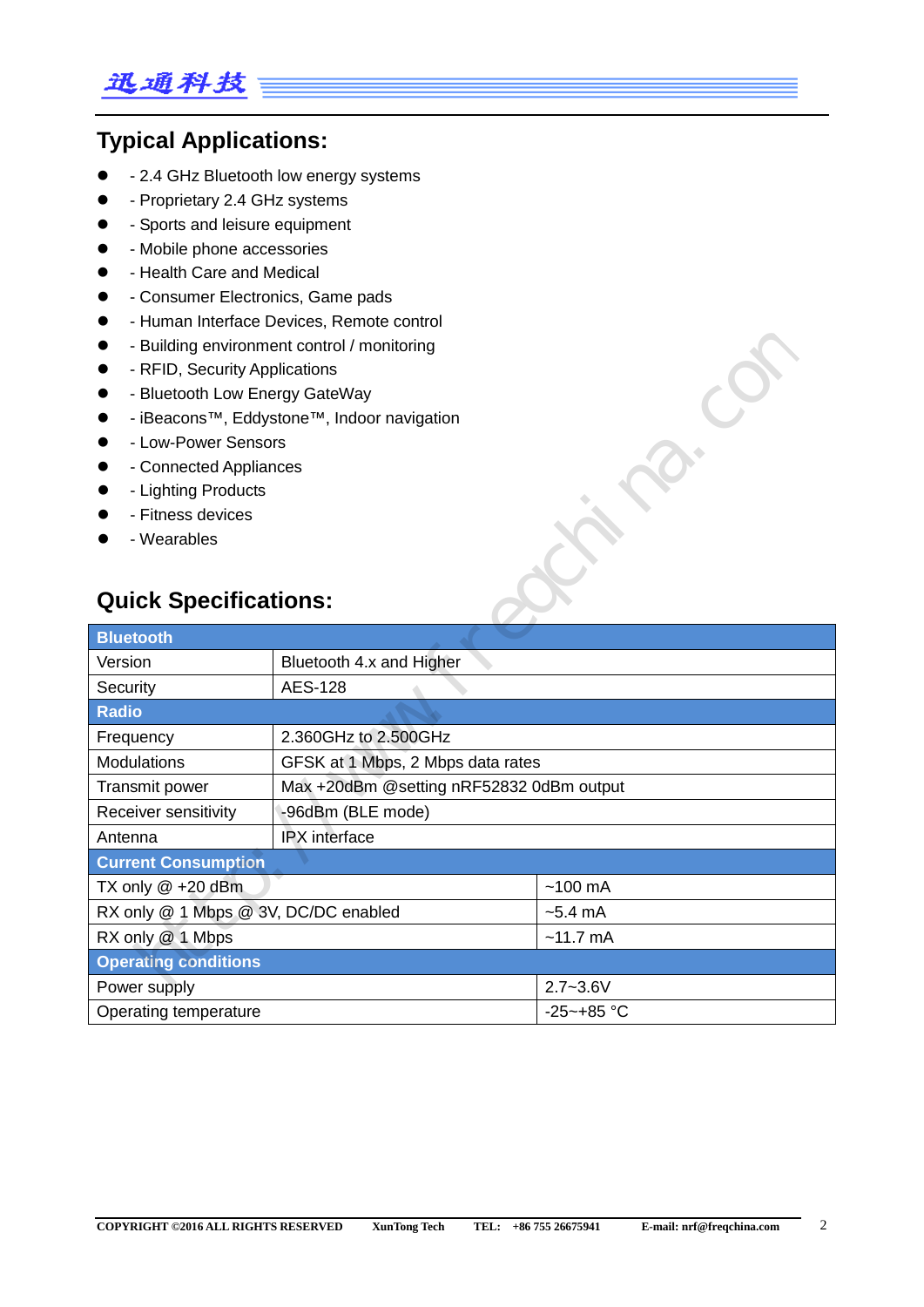## Typical Applications:

- - 2.4 GHz Bluetooth low energy systems
- - Proprietary 2.4 GHz systems
- - Sports and leisure equipment
- - Mobile phone accessories
- - Health Care and Medical
- - Consumer Electronics, Game pads
- - Human Interface Devices, Remote control
- - Building environment control / monitoring
- - RFID, Security Applications
- - Bluetooth Low Energy GateWay
- - iBeacons™, Eddystone™, Indoor navigation
- - Low-Power Sensors
- - Connected Appliances
- - Lighting Products
- - Fitness devices
- - Wearables

## Quick Specifications:

| **Bluetooth** | |
|---|---|
| Version | Bluetooth 4.x and Higher |
| Security | AES-128 |
| **Radio** | |
| Frequency | 2.360GHz to 2.500GHz |
| Modulations | GFSK at 1 Mbps, 2 Mbps data rates |
| Transmit power | Max +20dBm @setting nRF52832 0dBm output |
| Receiver sensitivity | -96dBm (BLE mode) |
| Antenna | IPX interface |
| **Current Consumption** | |
| TX only @ +20 dBm | ~100 mA |
| RX only @ 1 Mbps @ 3V, DC/DC enabled | ~5.4 mA |
| RX only @ 1 Mbps | ~11.7 mA |
| **Operating conditions** | |
| Power supply | 2.7~3.6V |
| Operating temperature | -25~+85 °C |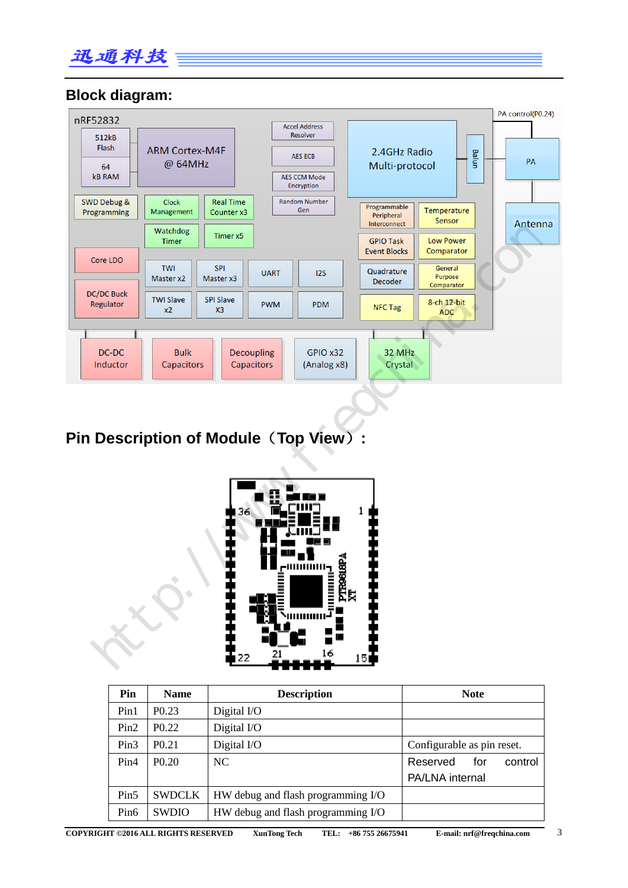## Block diagram:

## Pin Description of Module（Top View）:

| Pin | Name | Description | Note |
|---|---|---|---|
| Pin1 | P0.23 | Digital I/O | |
| Pin2 | P0.22 | Digital I/O | |
| Pin3 | P0.21 | Digital I/O | Configurable as pin reset. |
| Pin4 | P0.20 | NC | Reserved for control PA/LNA internal |
| Pin5 | SWDCLK | HW debug and flash programming I/O | |
| Pin6 | SWDIO | HW debug and flash programming I/O | |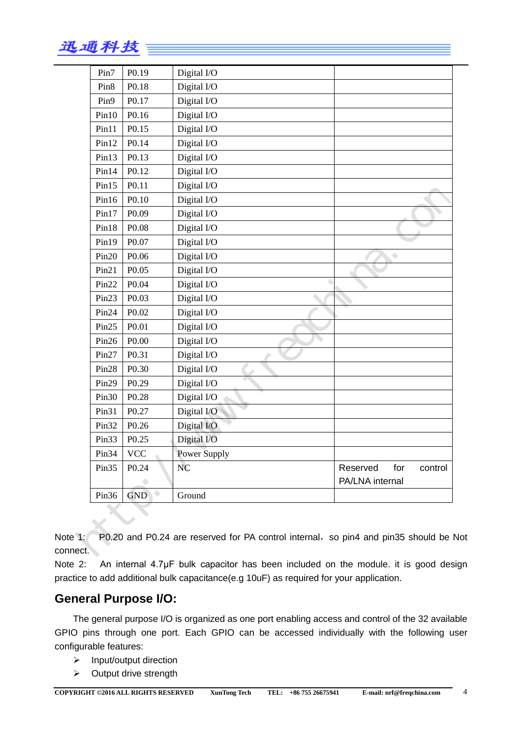| Pin7 | P0.19 | Digital I/O | |
|---|---|---|---|
| Pin8 | P0.18 | Digital I/O | |
| Pin9 | P0.17 | Digital I/O | |
| Pin10 | P0.16 | Digital I/O | |
| Pin11 | P0.15 | Digital I/O | |
| Pin12 | P0.14 | Digital I/O | |
| Pin13 | P0.13 | Digital I/O | |
| Pin14 | P0.12 | Digital I/O | |
| Pin15 | P0.11 | Digital I/O | |
| Pin16 | P0.10 | Digital I/O | |
| Pin17 | P0.09 | Digital I/O | |
| Pin18 | P0.08 | Digital I/O | |
| Pin19 | P0.07 | Digital I/O | |
| Pin20 | P0.06 | Digital I/O | |
| Pin21 | P0.05 | Digital I/O | |
| Pin22 | P0.04 | Digital I/O | |
| Pin23 | P0.03 | Digital I/O | |
| Pin24 | P0.02 | Digital I/O | |
| Pin25 | P0.01 | Digital I/O | |
| Pin26 | P0.00 | Digital I/O | |
| Pin27 | P0.31 | Digital I/O | |
| Pin28 | P0.30 | Digital I/O | |
| Pin29 | P0.29 | Digital I/O | |
| Pin30 | P0.28 | Digital I/O | |
| Pin31 | P0.27 | Digital I/O | |
| Pin32 | P0.26 | Digital I/O | |
| Pin33 | P0.25 | Digital I/O | |
| Pin34 | VCC | Power Supply | |
| Pin35 | P0.24 | NC | Reserved for control PA/LNA internal |
| Pin36 | GND | Ground | |

Note 1: P0.20 and P0.24 are reserved for PA control internal，so pin4 and pin35 should be Not connect.

Note 2: An internal 4.7µF bulk capacitor has been included on the module. it is good design practice to add additional bulk capacitance(e.g 10uF) as required for your application.

## General Purpose I/O:

The general purpose I/O is organized as one port enabling access and control of the 32 available GPIO pins through one port. Each GPIO can be accessed individually with the following user configurable features:

- Input/output direction
- Output drive strength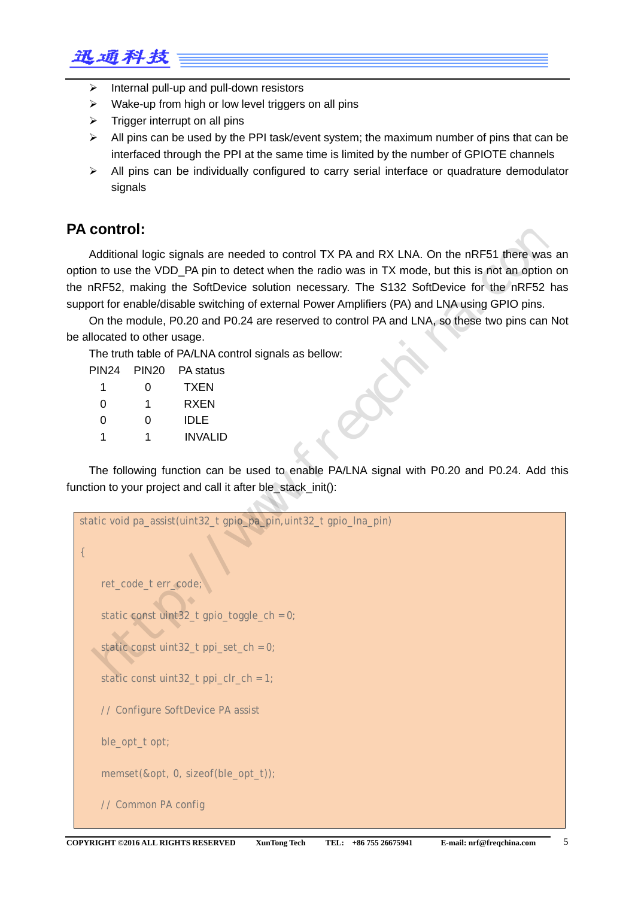- Internal pull-up and pull-down resistors
- Wake-up from high or low level triggers on all pins
- Trigger interrupt on all pins
- All pins can be used by the PPI task/event system; the maximum number of pins that can be interfaced through the PPI at the same time is limited by the number of GPIOTE channels
- All pins can be individually configured to carry serial interface or quadrature demodulator signals

## PA control:

Additional logic signals are needed to control TX PA and RX LNA. On the nRF51 there was an option to use the VDD_PA pin to detect when the radio was in TX mode, but this is not an option on the nRF52, making the SoftDevice solution necessary. The S132 SoftDevice for the nRF52 has support for enable/disable switching of external Power Amplifiers (PA) and LNA using GPIO pins.

On the module, P0.20 and P0.24 are reserved to control PA and LNA, so these two pins can Not be allocated to other usage.

The truth table of PA/LNA control signals as bellow:

| PIN24 | PIN20 | PA status |
|---|---|---|
| 1 | 0 | TXEN |
| 0 | 1 | RXEN |
| 0 | 0 | IDLE |
| 1 | 1 | INVALID |

The following function can be used to enable PA/LNA signal with P0.20 and P0.24. Add this function to your project and call it after ble_stack_init():

```
static void pa_assist(uint32_t gpio_pa_pin,uint32_t gpio_lna_pin)

{

    ret_code_t err_code;

    static const uint32_t gpio_toggle_ch = 0;

    static const uint32_t ppi_set_ch = 0;

    static const uint32_t ppi_clr_ch = 1;

    // Configure SoftDevice PA assist

    ble_opt_t opt;

    memset(&opt, 0, sizeof(ble_opt_t));

    // Common PA config
```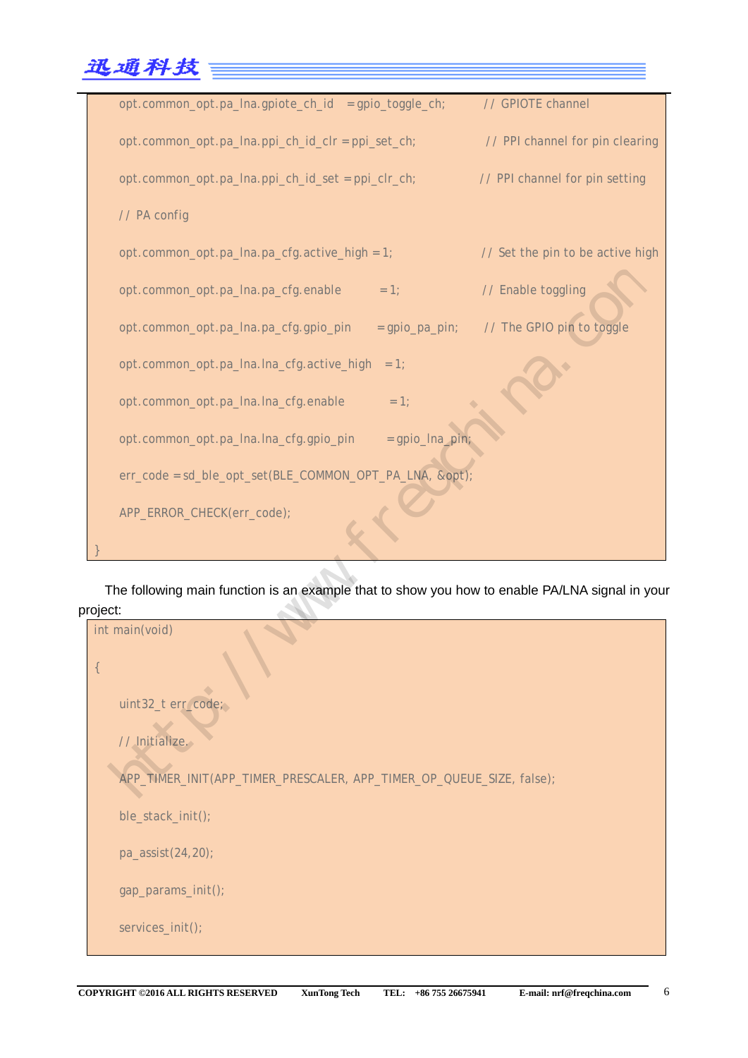```
    opt.common_opt.pa_lna.gpiote_ch_id   = gpio_toggle_ch;         // GPIOTE channel

    opt.common_opt.pa_lna.ppi_ch_id_clr = ppi_set_ch;              // PPI channel for pin clearing

    opt.common_opt.pa_lna.ppi_ch_id_set = ppi_clr_ch;              // PPI channel for pin setting

    // PA config

    opt.common_opt.pa_lna.pa_cfg.active_high = 1;                  // Set the pin to be active high

    opt.common_opt.pa_lna.pa_cfg.enable        = 1;                // Enable toggling

    opt.common_opt.pa_lna.pa_cfg.gpio_pin      = gpio_pa_pin;      // The GPIO pin to toggle

    opt.common_opt.pa_lna.lna_cfg.active_high  = 1;

    opt.common_opt.pa_lna.lna_cfg.enable        = 1;

    opt.common_opt.pa_lna.lna_cfg.gpio_pin      = gpio_lna_pin;

    err_code = sd_ble_opt_set(BLE_COMMON_OPT_PA_LNA, &opt);

    APP_ERROR_CHECK(err_code);

}
```

The following main function is an example that to show you how to enable PA/LNA signal in your project:

```
int main(void)

{

    uint32_t err_code;

    // Initialize.

    APP_TIMER_INIT(APP_TIMER_PRESCALER, APP_TIMER_OP_QUEUE_SIZE, false);

    ble_stack_init();

    pa_assist(24,20);

    gap_params_init();

    services_init();
```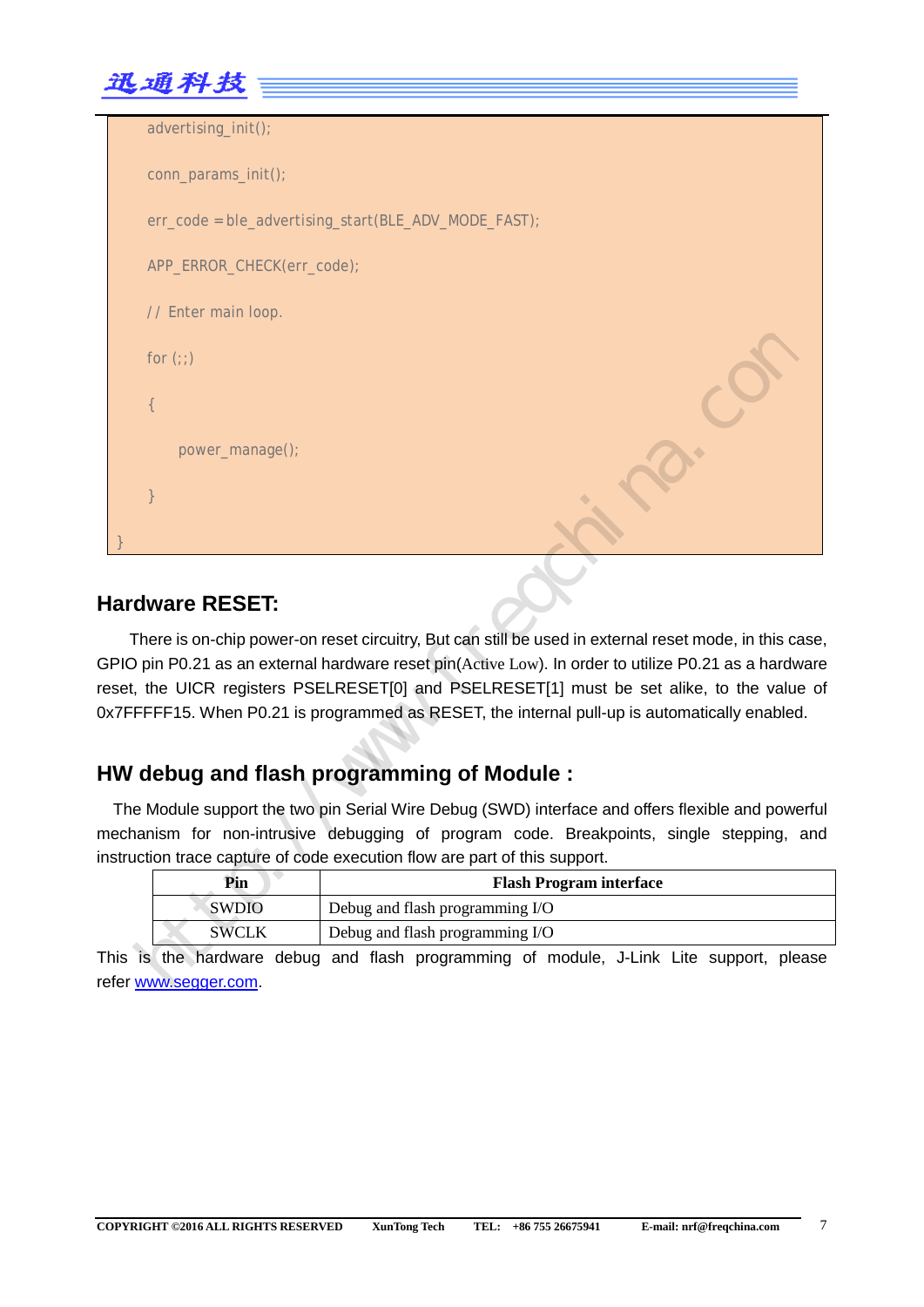```
    advertising_init();

    conn_params_init();

    err_code = ble_advertising_start(BLE_ADV_MODE_FAST);

    APP_ERROR_CHECK(err_code);

    // Enter main loop.

    for (;;)

    {

        power_manage();

    }

}
```

## Hardware RESET:

There is on-chip power-on reset circuitry, But can still be used in external reset mode, in this case, GPIO pin P0.21 as an external hardware reset pin(Active Low). In order to utilize P0.21 as a hardware reset, the UICR registers PSELRESET[0] and PSELRESET[1] must be set alike, to the value of 0x7FFFFF15. When P0.21 is programmed as RESET, the internal pull-up is automatically enabled.

## HW debug and flash programming of Module :

The Module support the two pin Serial Wire Debug (SWD) interface and offers flexible and powerful mechanism for non-intrusive debugging of program code. Breakpoints, single stepping, and instruction trace capture of code execution flow are part of this support.

| Pin | Flash Program interface |
|---|---|
| SWDIO | Debug and flash programming I/O |
| SWCLK | Debug and flash programming I/O |

This is the hardware debug and flash programming of module, J-Link Lite support, please refer www.segger.com.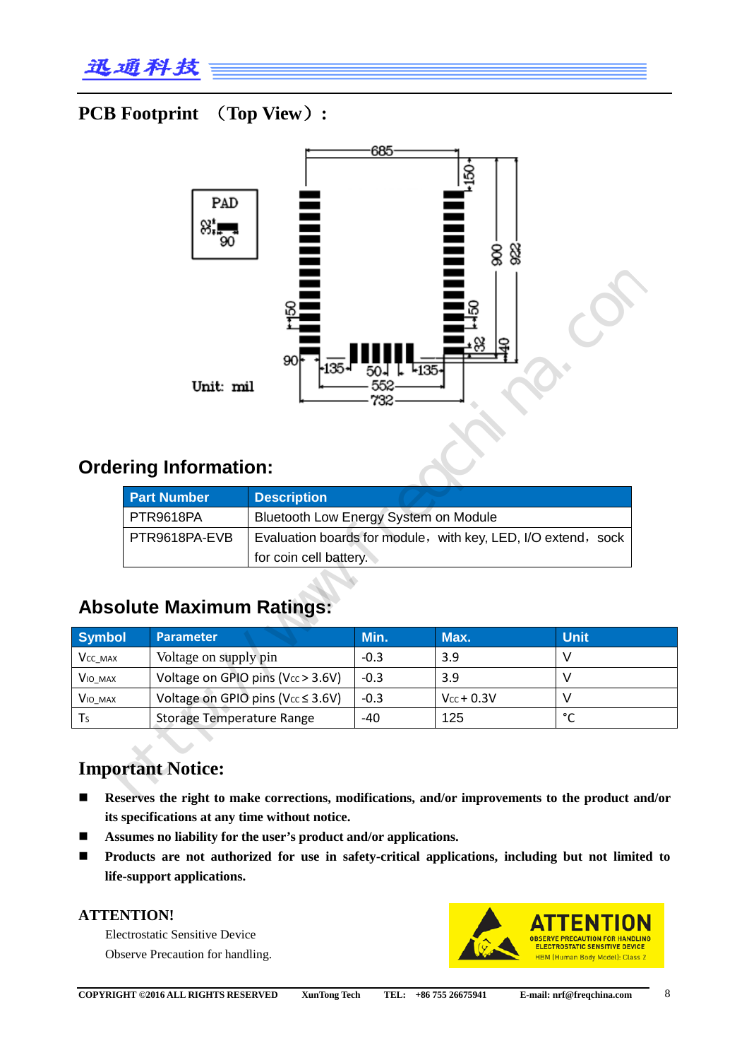## PCB Footprint （Top View）：

PAD
32
90
685
150
900
922
150
150
90
135
50
135
32
40
552
732
Unit: mil

## Ordering Information:

| Part Number | Description |
|---|---|
| PTR9618PA | Bluetooth Low Energy System on Module |
| PTR9618PA-EVB | Evaluation boards for module，with key, LED, I/O extend，sock for coin cell battery. |

## Absolute Maximum Ratings:

| Symbol | Parameter | Min. | Max. | Unit |
|---|---|---|---|---|
| $V_{CC\_MAX}$ | Voltage on supply pin | -0.3 | 3.9 | V |
| $V_{IO\_MAX}$ | Voltage on GPIO pins ($V_{CC}$ > 3.6V) | -0.3 | 3.9 | V |
| $V_{IO\_MAX}$ | Voltage on GPIO pins ($V_{CC}$ ≤ 3.6V) | -0.3 | $V_{CC}$ + 0.3V | V |
| $T_S$ | Storage Temperature Range | -40 | 125 | °C |

## Important Notice:

- **Reserves the right to make corrections, modifications, and/or improvements to the product and/or its specifications at any time without notice.**
- **Assumes no liability for the user's product and/or applications.**
- **Products are not authorized for use in safety-critical applications, including but not limited to life-support applications.**

**ATTENTION!**

Electrostatic Sensitive Device

Observe Precaution for handling.

ATTENTION
OBSERVE PRECAUTION FOR HANDLING
ELECTROSTATIC SENSITIVE DEVICE
HBM (Human Body Model): Class 2